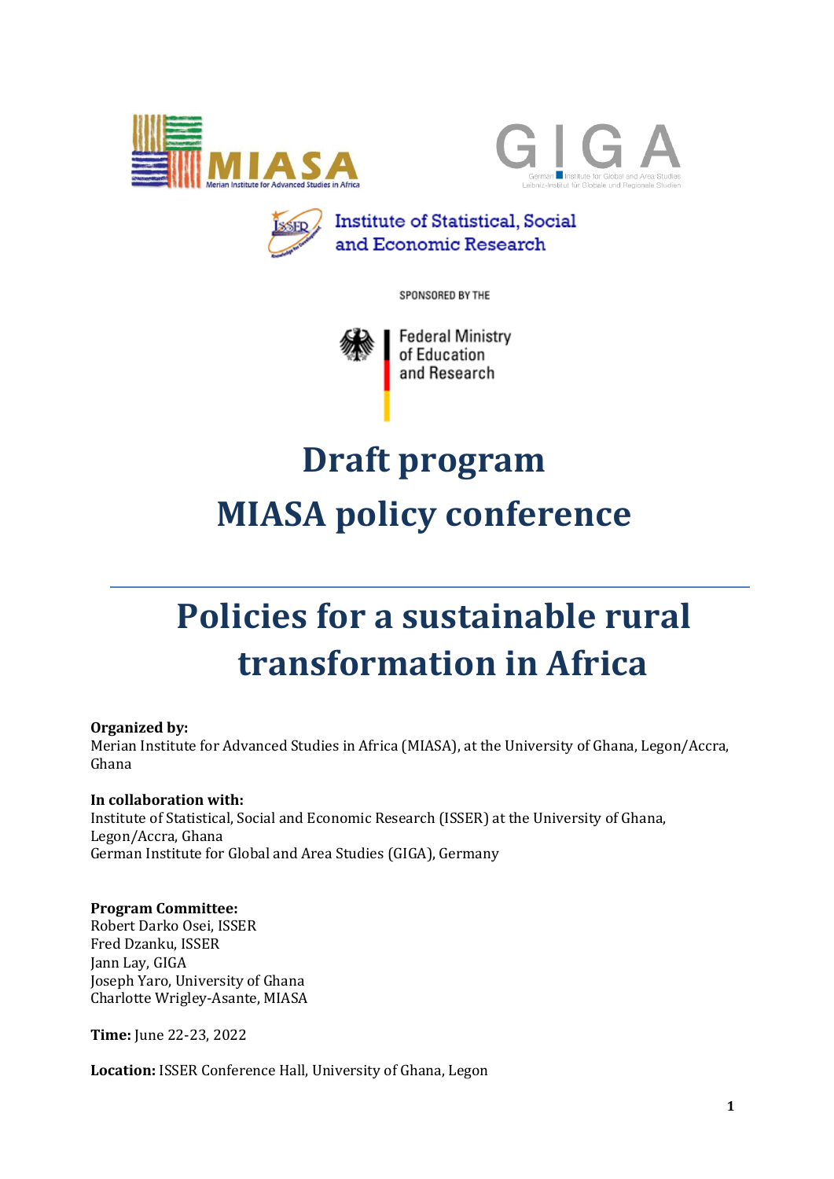SPONSORED BY THE

Federal Ministry of Education and Research

# Draft program
# MIASA policy conference

# Policies for a sustainable rural transformation in Africa

**Organized by:**
Merian Institute for Advanced Studies in Africa (MIASA), at the University of Ghana, Legon/Accra, Ghana

**In collaboration with:**
Institute of Statistical, Social and Economic Research (ISSER) at the University of Ghana, Legon/Accra, Ghana
German Institute for Global and Area Studies (GIGA), Germany

**Program Committee:**
Robert Darko Osei, ISSER
Fred Dzanku, ISSER
Jann Lay, GIGA
Joseph Yaro, University of Ghana
Charlotte Wrigley-Asante, MIASA

**Time:** June 22-23, 2022

**Location:** ISSER Conference Hall, University of Ghana, Legon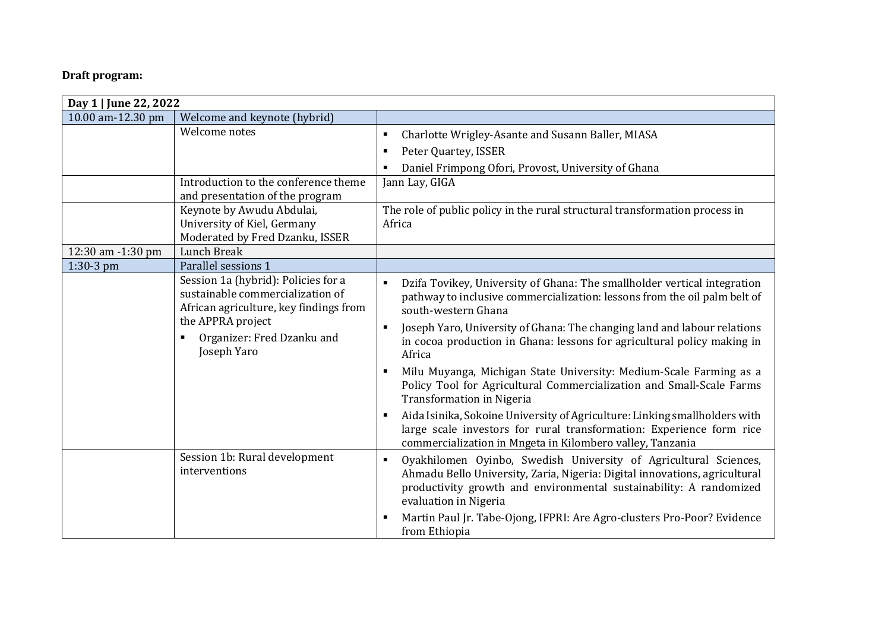**Draft program:**

| Day 1 \| June 22, 2022 | | |
|---|---|---|
| 10.00 am-12.30 pm | Welcome and keynote (hybrid) | |
| | Welcome notes | ▪ Charlotte Wrigley-Asante and Susann Baller, MIASA<br>▪ Peter Quartey, ISSER<br>▪ Daniel Frimpong Ofori, Provost, University of Ghana |
| | Introduction to the conference theme and presentation of the program | Jann Lay, GIGA |
| | Keynote by Awudu Abdulai, University of Kiel, Germany<br>Moderated by Fred Dzanku, ISSER | The role of public policy in the rural structural transformation process in Africa |
| 12:30 am -1:30 pm | Lunch Break | |
| 1:30-3 pm | Parallel sessions 1 | |
| | Session 1a (hybrid): Policies for a sustainable commercialization of African agriculture, key findings from the APPRA project<br>▪ Organizer: Fred Dzanku and Joseph Yaro | ▪ Dzifa Tovikey, University of Ghana: The smallholder vertical integration pathway to inclusive commercialization: lessons from the oil palm belt of south-western Ghana<br>▪ Joseph Yaro, University of Ghana: The changing land and labour relations in cocoa production in Ghana: lessons for agricultural policy making in Africa<br>▪ Milu Muyanga, Michigan State University: Medium-Scale Farming as a Policy Tool for Agricultural Commercialization and Small-Scale Farms Transformation in Nigeria<br>▪ Aida Isinika, Sokoine University of Agriculture: Linking smallholders with large scale investors for rural transformation: Experience form rice commercialization in Mngeta in Kilombero valley, Tanzania |
| | Session 1b: Rural development interventions | ▪ Oyakhilomen Oyinbo, Swedish University of Agricultural Sciences, Ahmadu Bello University, Zaria, Nigeria: Digital innovations, agricultural productivity growth and environmental sustainability: A randomized evaluation in Nigeria<br>▪ Martin Paul Jr. Tabe-Ojong, IFPRI: Are Agro-clusters Pro-Poor? Evidence from Ethiopia |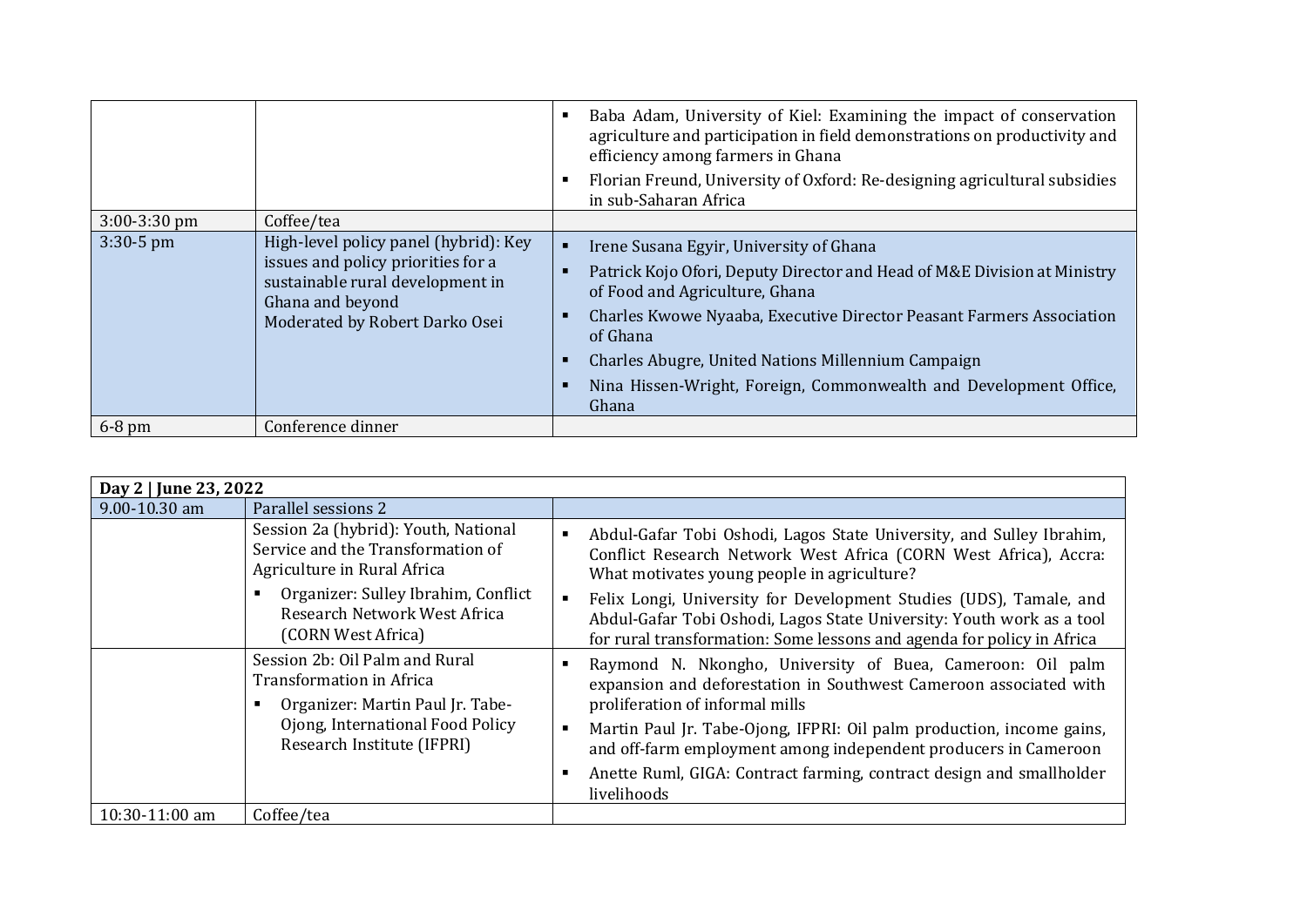| | | |
|---|---|---|
| | | ▪ Baba Adam, University of Kiel: Examining the impact of conservation agriculture and participation in field demonstrations on productivity and efficiency among farmers in Ghana<br>▪ Florian Freund, University of Oxford: Re-designing agricultural subsidies in sub-Saharan Africa |
| 3:00-3:30 pm | Coffee/tea | |
| 3:30-5 pm | High-level policy panel (hybrid): Key issues and policy priorities for a sustainable rural development in Ghana and beyond<br>Moderated by Robert Darko Osei | ▪ Irene Susana Egyir, University of Ghana<br>▪ Patrick Kojo Ofori, Deputy Director and Head of M&E Division at Ministry of Food and Agriculture, Ghana<br>▪ Charles Kwowe Nyaaba, Executive Director Peasant Farmers Association of Ghana<br>▪ Charles Abugre, United Nations Millennium Campaign<br>▪ Nina Hissen-Wright, Foreign, Commonwealth and Development Office, Ghana |
| 6-8 pm | Conference dinner | |

| **Day 2 \| June 23, 2022** | | |
|---|---|---|
| 9.00-10.30 am | Parallel sessions 2 | |
| | Session 2a (hybrid): Youth, National Service and the Transformation of Agriculture in Rural Africa<br>▪ Organizer: Sulley Ibrahim, Conflict Research Network West Africa (CORN West Africa) | ▪ Abdul-Gafar Tobi Oshodi, Lagos State University, and Sulley Ibrahim, Conflict Research Network West Africa (CORN West Africa), Accra: What motivates young people in agriculture?<br>▪ Felix Longi, University for Development Studies (UDS), Tamale, and Abdul-Gafar Tobi Oshodi, Lagos State University: Youth work as a tool for rural transformation: Some lessons and agenda for policy in Africa |
| | Session 2b: Oil Palm and Rural Transformation in Africa<br>▪ Organizer: Martin Paul Jr. Tabe-Ojong, International Food Policy Research Institute (IFPRI) | ▪ Raymond N. Nkongho, University of Buea, Cameroon: Oil palm expansion and deforestation in Southwest Cameroon associated with proliferation of informal mills<br>▪ Martin Paul Jr. Tabe-Ojong, IFPRI: Oil palm production, income gains, and off-farm employment among independent producers in Cameroon<br>▪ Anette Ruml, GIGA: Contract farming, contract design and smallholder livelihoods |
| 10:30-11:00 am | Coffee/tea | |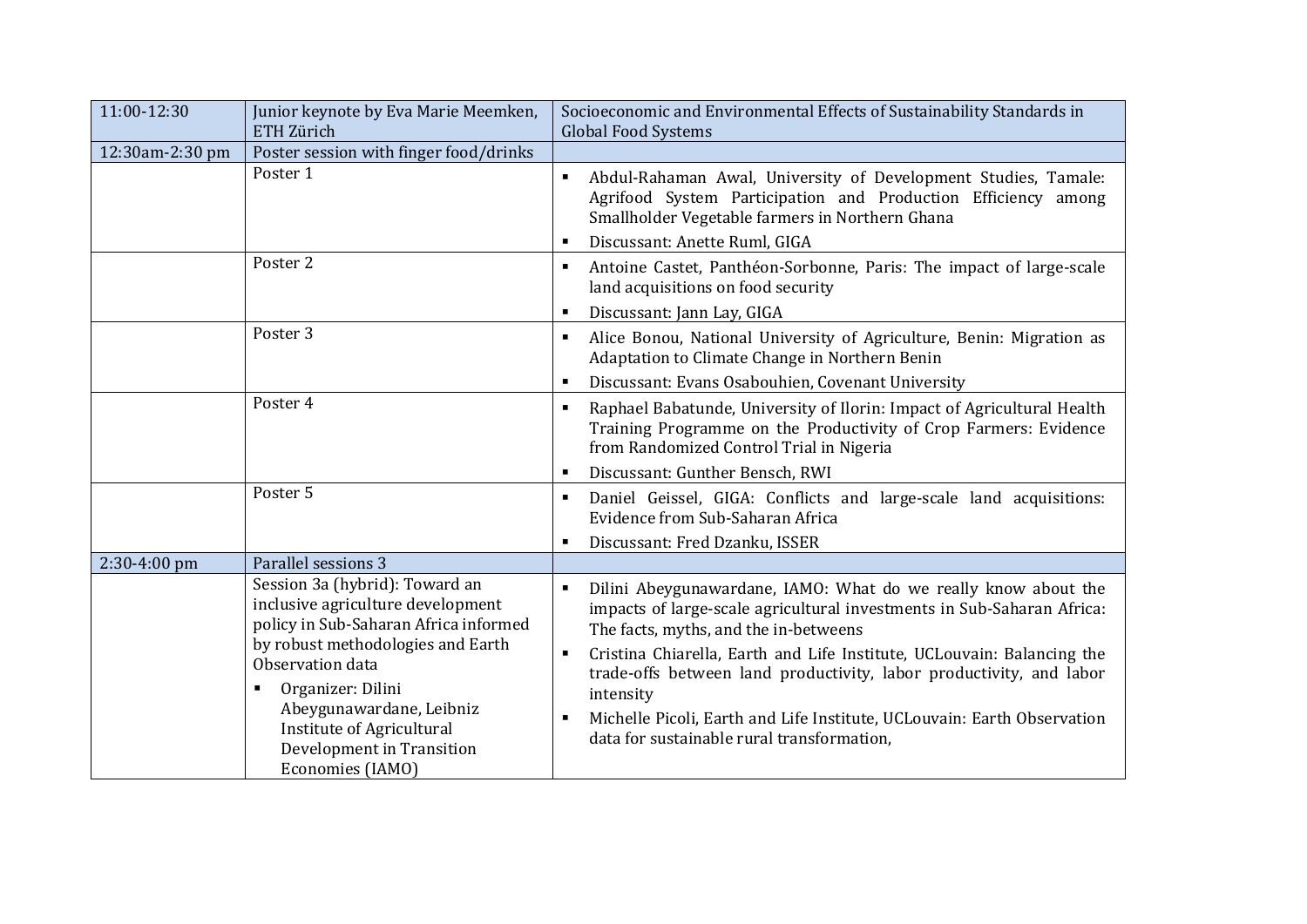| 11:00-12:30 | Junior keynote by Eva Marie Meemken, ETH Zürich | Socioeconomic and Environmental Effects of Sustainability Standards in Global Food Systems |
|---|---|---|
| 12:30am-2:30 pm | Poster session with finger food/drinks | |
| | Poster 1 | ▪ Abdul-Rahaman Awal, University of Development Studies, Tamale: Agrifood System Participation and Production Efficiency among Smallholder Vegetable farmers in Northern Ghana<br>▪ Discussant: Anette Ruml, GIGA |
| | Poster 2 | ▪ Antoine Castet, Panthéon-Sorbonne, Paris: The impact of large-scale land acquisitions on food security<br>▪ Discussant: Jann Lay, GIGA |
| | Poster 3 | ▪ Alice Bonou, National University of Agriculture, Benin: Migration as Adaptation to Climate Change in Northern Benin<br>▪ Discussant: Evans Osabouhien, Covenant University |
| | Poster 4 | ▪ Raphael Babatunde, University of Ilorin: Impact of Agricultural Health Training Programme on the Productivity of Crop Farmers: Evidence from Randomized Control Trial in Nigeria<br>▪ Discussant: Gunther Bensch, RWI |
| | Poster 5 | ▪ Daniel Geissel, GIGA: Conflicts and large-scale land acquisitions: Evidence from Sub-Saharan Africa<br>▪ Discussant: Fred Dzanku, ISSER |
| 2:30-4:00 pm | Parallel sessions 3 | |
| | Session 3a (hybrid): Toward an inclusive agriculture development policy in Sub-Saharan Africa informed by robust methodologies and Earth Observation data<br>▪ Organizer: Dilini Abeygunawardane, Leibniz Institute of Agricultural Development in Transition Economies (IAMO) | ▪ Dilini Abeygunawardane, IAMO: What do we really know about the impacts of large-scale agricultural investments in Sub-Saharan Africa: The facts, myths, and the in-betweens<br>▪ Cristina Chiarella, Earth and Life Institute, UCLouvain: Balancing the trade-offs between land productivity, labor productivity, and labor intensity<br>▪ Michelle Picoli, Earth and Life Institute, UCLouvain: Earth Observation data for sustainable rural transformation, |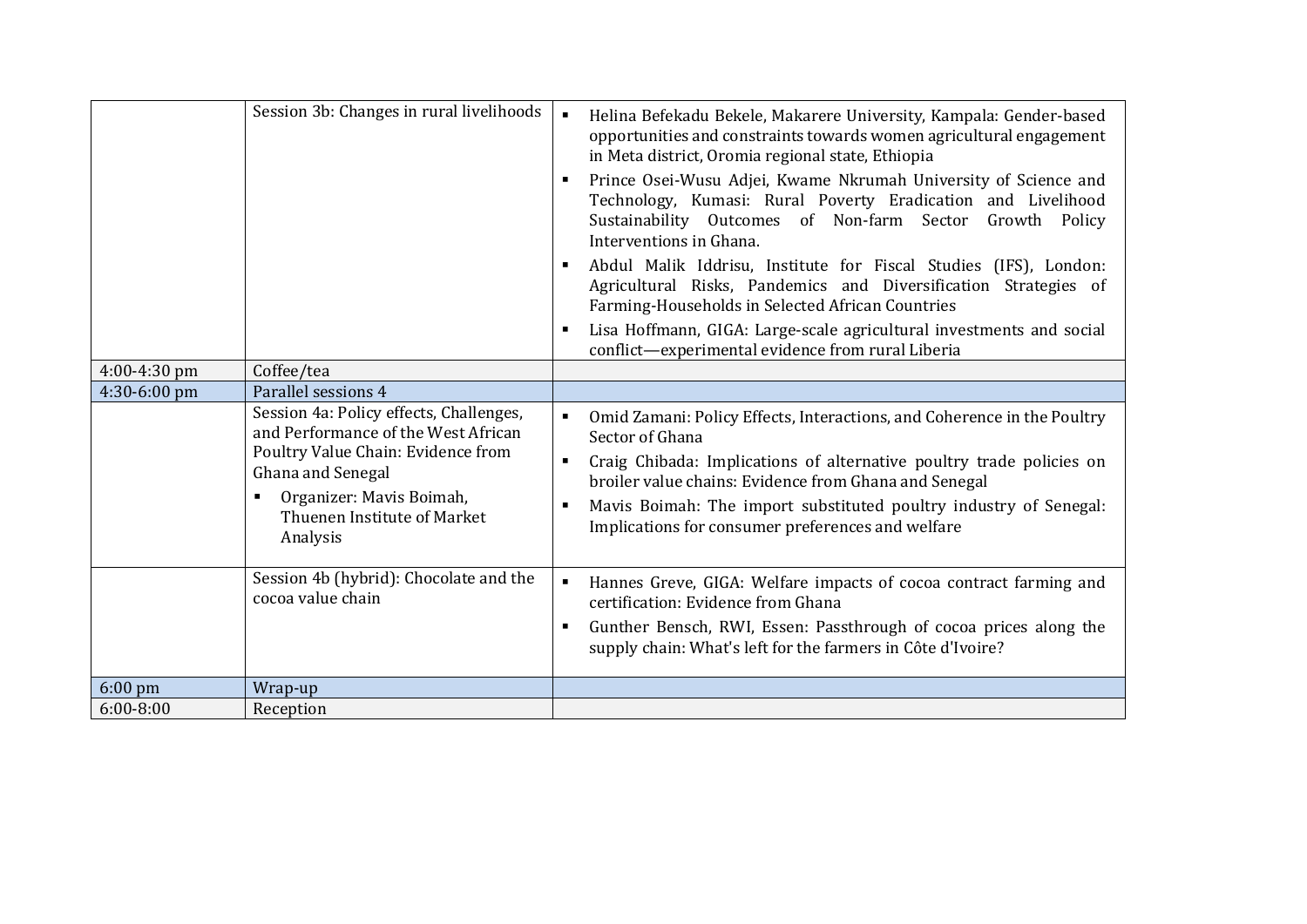| | | |
|---|---|---|
| | Session 3b: Changes in rural livelihoods | ▪ Helina Befekadu Bekele, Makarere University, Kampala: Gender-based opportunities and constraints towards women agricultural engagement in Meta district, Oromia regional state, Ethiopia<br>▪ Prince Osei-Wusu Adjei, Kwame Nkrumah University of Science and Technology, Kumasi: Rural Poverty Eradication and Livelihood Sustainability Outcomes of Non-farm Sector Growth Policy Interventions in Ghana.<br>▪ Abdul Malik Iddrisu, Institute for Fiscal Studies (IFS), London: Agricultural Risks, Pandemics and Diversification Strategies of Farming-Households in Selected African Countries<br>▪ Lisa Hoffmann, GIGA: Large-scale agricultural investments and social conflict—experimental evidence from rural Liberia |
| 4:00-4:30 pm | Coffee/tea | |
| 4:30-6:00 pm | Parallel sessions 4 | |
| | Session 4a: Policy effects, Challenges, and Performance of the West African Poultry Value Chain: Evidence from Ghana and Senegal<br>▪ Organizer: Mavis Boimah, Thuenen Institute of Market Analysis | ▪ Omid Zamani: Policy Effects, Interactions, and Coherence in the Poultry Sector of Ghana<br>▪ Craig Chibada: Implications of alternative poultry trade policies on broiler value chains: Evidence from Ghana and Senegal<br>▪ Mavis Boimah: The import substituted poultry industry of Senegal: Implications for consumer preferences and welfare |
| | Session 4b (hybrid): Chocolate and the cocoa value chain | ▪ Hannes Greve, GIGA: Welfare impacts of cocoa contract farming and certification: Evidence from Ghana<br>▪ Gunther Bensch, RWI, Essen: Passthrough of cocoa prices along the supply chain: What's left for the farmers in Côte d'Ivoire? |
| 6:00 pm | Wrap-up | |
| 6:00-8:00 | Reception | |